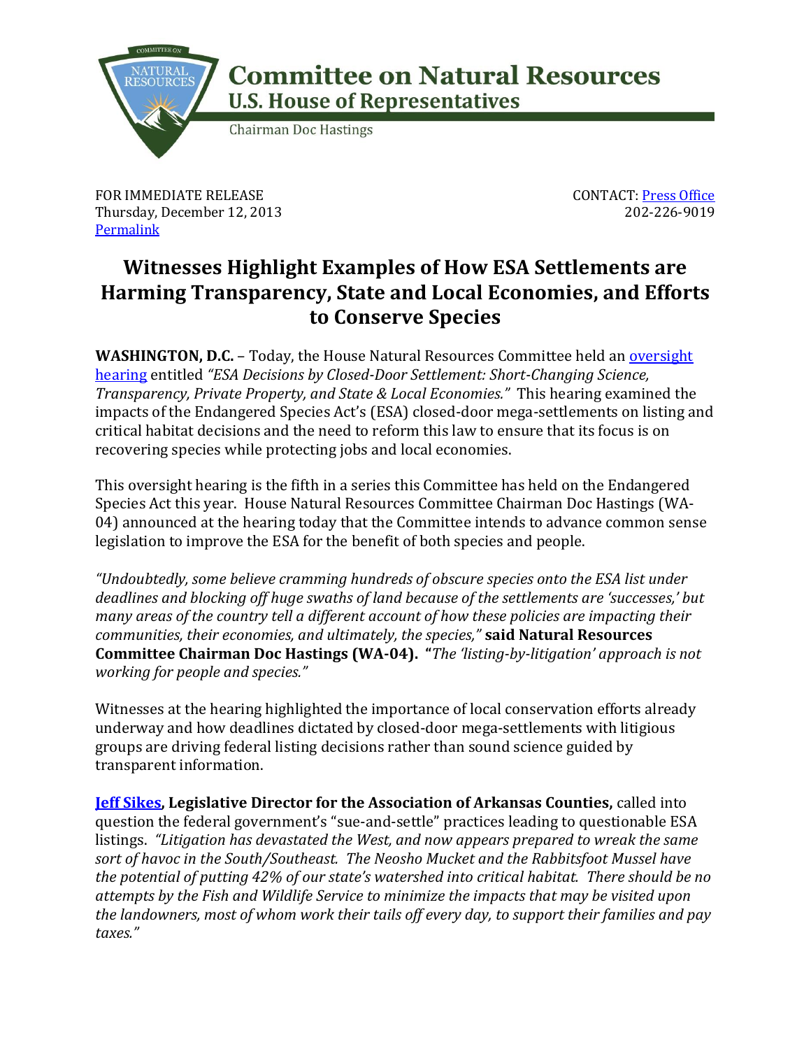# Committee on Natural Resources

## U.S. House of Representatives

Chairman Doc Hastings

FOR IMMEDIATE RELEASE
Thursday, December 12, 2013
[Permalink]

CONTACT: [Press Office]
202-226-9019

## Witnesses Highlight Examples of How ESA Settlements are Harming Transparency, State and Local Economies, and Efforts to Conserve Species

**WASHINGTON, D.C.** – Today, the House Natural Resources Committee held an [oversight hearing] entitled *"ESA Decisions by Closed-Door Settlement: Short-Changing Science, Transparency, Private Property, and State & Local Economies."* This hearing examined the impacts of the Endangered Species Act's (ESA) closed-door mega-settlements on listing and critical habitat decisions and the need to reform this law to ensure that its focus is on recovering species while protecting jobs and local economies.

This oversight hearing is the fifth in a series this Committee has held on the Endangered Species Act this year. House Natural Resources Committee Chairman Doc Hastings (WA-04) announced at the hearing today that the Committee intends to advance common sense legislation to improve the ESA for the benefit of both species and people.

*"Undoubtedly, some believe cramming hundreds of obscure species onto the ESA list under deadlines and blocking off huge swaths of land because of the settlements are 'successes,' but many areas of the country tell a different account of how these policies are impacting their communities, their economies, and ultimately, the species,"* **said Natural Resources Committee Chairman Doc Hastings (WA-04). "***The 'listing-by-litigation' approach is not working for people and species."*

Witnesses at the hearing highlighted the importance of local conservation efforts already underway and how deadlines dictated by closed-door mega-settlements with litigious groups are driving federal listing decisions rather than sound science guided by transparent information.

**[Jeff Sikes], Legislative Director for the Association of Arkansas Counties,** called into question the federal government's "sue-and-settle" practices leading to questionable ESA listings. *"Litigation has devastated the West, and now appears prepared to wreak the same sort of havoc in the South/Southeast. The Neosho Mucket and the Rabbitsfoot Mussel have the potential of putting 42% of our state's watershed into critical habitat. There should be no attempts by the Fish and Wildlife Service to minimize the impacts that may be visited upon the landowners, most of whom work their tails off every day, to support their families and pay taxes."*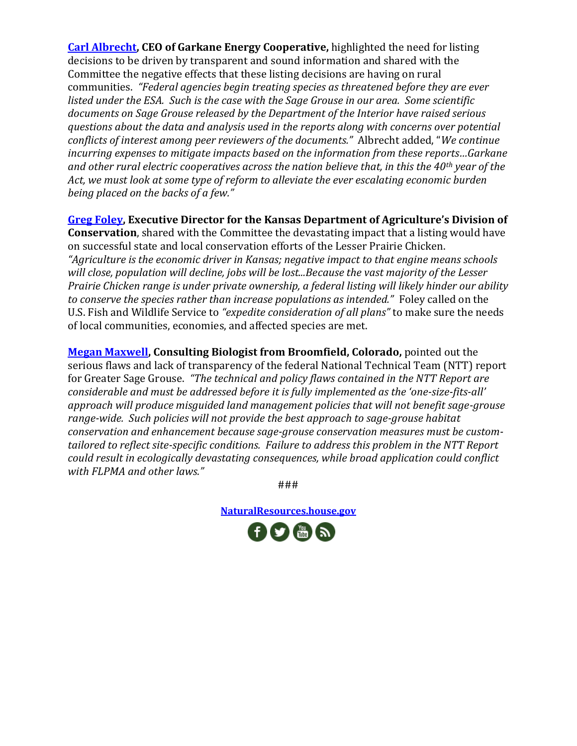**[Carl Albrecht](), CEO of Garkane Energy Cooperative,** highlighted the need for listing decisions to be driven by transparent and sound information and shared with the Committee the negative effects that these listing decisions are having on rural communities. *"Federal agencies begin treating species as threatened before they are ever listed under the ESA. Such is the case with the Sage Grouse in our area. Some scientific documents on Sage Grouse released by the Department of the Interior have raised serious questions about the data and analysis used in the reports along with concerns over potential conflicts of interest among peer reviewers of the documents."* Albrecht added, "*We continue incurring expenses to mitigate impacts based on the information from these reports…Garkane and other rural electric cooperatives across the nation believe that, in this the 40th year of the Act, we must look at some type of reform to alleviate the ever escalating economic burden being placed on the backs of a few."*

**[Greg Foley](), Executive Director for the Kansas Department of Agriculture's Division of Conservation**, shared with the Committee the devastating impact that a listing would have on successful state and local conservation efforts of the Lesser Prairie Chicken. *"Agriculture is the economic driver in Kansas; negative impact to that engine means schools will close, population will decline, jobs will be lost...Because the vast majority of the Lesser Prairie Chicken range is under private ownership, a federal listing will likely hinder our ability to conserve the species rather than increase populations as intended."* Foley called on the U.S. Fish and Wildlife Service to *"expedite consideration of all plans"* to make sure the needs of local communities, economies, and affected species are met.

**[Megan Maxwell](), Consulting Biologist from Broomfield, Colorado,** pointed out the serious flaws and lack of transparency of the federal National Technical Team (NTT) report for Greater Sage Grouse. *"The technical and policy flaws contained in the NTT Report are considerable and must be addressed before it is fully implemented as the 'one-size-fits-all' approach will produce misguided land management policies that will not benefit sage-grouse range-wide. Such policies will not provide the best approach to sage-grouse habitat conservation and enhancement because sage-grouse conservation measures must be custom-tailored to reflect site-specific conditions. Failure to address this problem in the NTT Report could result in ecologically devastating consequences, while broad application could conflict with FLPMA and other laws."*

###

**[NaturalResources.house.gov]()**